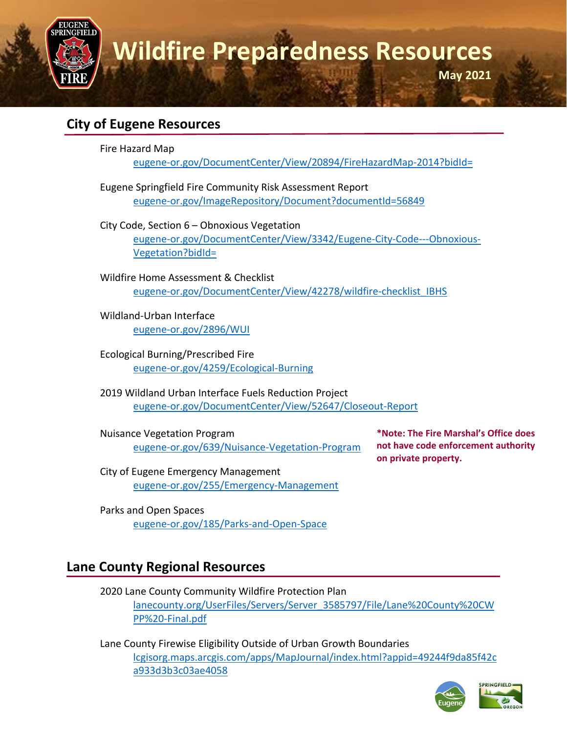# Wildfire Preparedness Resources

**May 2021**

## City of Eugene Resources

Fire Hazard Map
eugene-or.gov/DocumentCenter/View/20894/FireHazardMap-2014?bidId=

Eugene Springfield Fire Community Risk Assessment Report
eugene-or.gov/ImageRepository/Document?documentId=56849

City Code, Section 6 – Obnoxious Vegetation
eugene-or.gov/DocumentCenter/View/3342/Eugene-City-Code---Obnoxious-Vegetation?bidId=

Wildfire Home Assessment & Checklist
eugene-or.gov/DocumentCenter/View/42278/wildfire-checklist_IBHS

Wildland-Urban Interface
eugene-or.gov/2896/WUI

Ecological Burning/Prescribed Fire
eugene-or.gov/4259/Ecological-Burning

2019 Wildland Urban Interface Fuels Reduction Project
eugene-or.gov/DocumentCenter/View/52647/Closeout-Report

Nuisance Vegetation Program
eugene-or.gov/639/Nuisance-Vegetation-Program

**\*Note: The Fire Marshal's Office does not have code enforcement authority on private property.**

City of Eugene Emergency Management
eugene-or.gov/255/Emergency-Management

Parks and Open Spaces
eugene-or.gov/185/Parks-and-Open-Space

## Lane County Regional Resources

2020 Lane County Community Wildfire Protection Plan
lanecounty.org/UserFiles/Servers/Server_3585797/File/Lane%20County%20CWPP%20-Final.pdf

Lane County Firewise Eligibility Outside of Urban Growth Boundaries
lcgisorg.maps.arcgis.com/apps/MapJournal/index.html?appid=49244f9da85f42ca933d3b3c03ae4058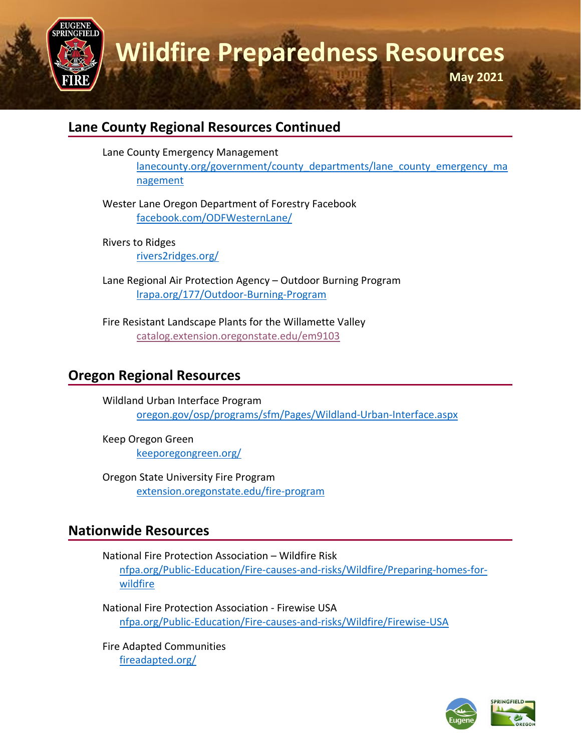# Wildfire Preparedness Resources

May 2021

## Lane County Regional Resources Continued

Lane County Emergency Management
lanecounty.org/government/county_departments/lane_county_emergency_management

Wester Lane Oregon Department of Forestry Facebook
facebook.com/ODFWesternLane/

Rivers to Ridges
rivers2ridges.org/

Lane Regional Air Protection Agency – Outdoor Burning Program
lrapa.org/177/Outdoor-Burning-Program

Fire Resistant Landscape Plants for the Willamette Valley
catalog.extension.oregonstate.edu/em9103

## Oregon Regional Resources

Wildland Urban Interface Program
oregon.gov/osp/programs/sfm/Pages/Wildland-Urban-Interface.aspx

Keep Oregon Green
keeporegongreen.org/

Oregon State University Fire Program
extension.oregonstate.edu/fire-program

## Nationwide Resources

National Fire Protection Association – Wildfire Risk
nfpa.org/Public-Education/Fire-causes-and-risks/Wildfire/Preparing-homes-for-wildfire

National Fire Protection Association - Firewise USA
nfpa.org/Public-Education/Fire-causes-and-risks/Wildfire/Firewise-USA

Fire Adapted Communities
fireadapted.org/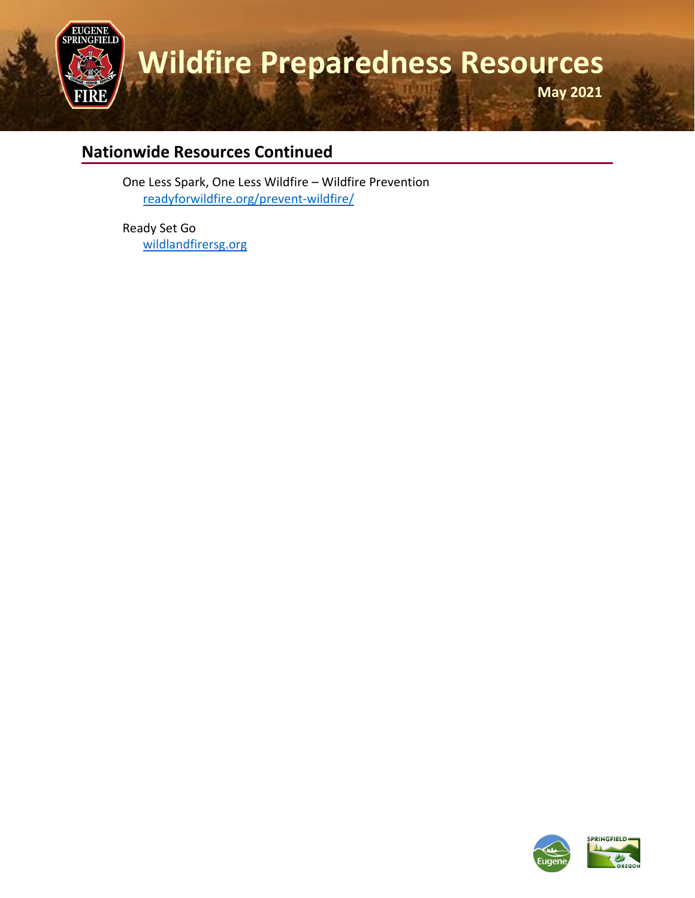## Nationwide Resources Continued

One Less Spark, One Less Wildfire – Wildfire Prevention
[readyforwildfire.org/prevent-wildfire/](readyforwildfire.org/prevent-wildfire/)

Ready Set Go
[wildlandfirersg.org](wildlandfirersg.org)